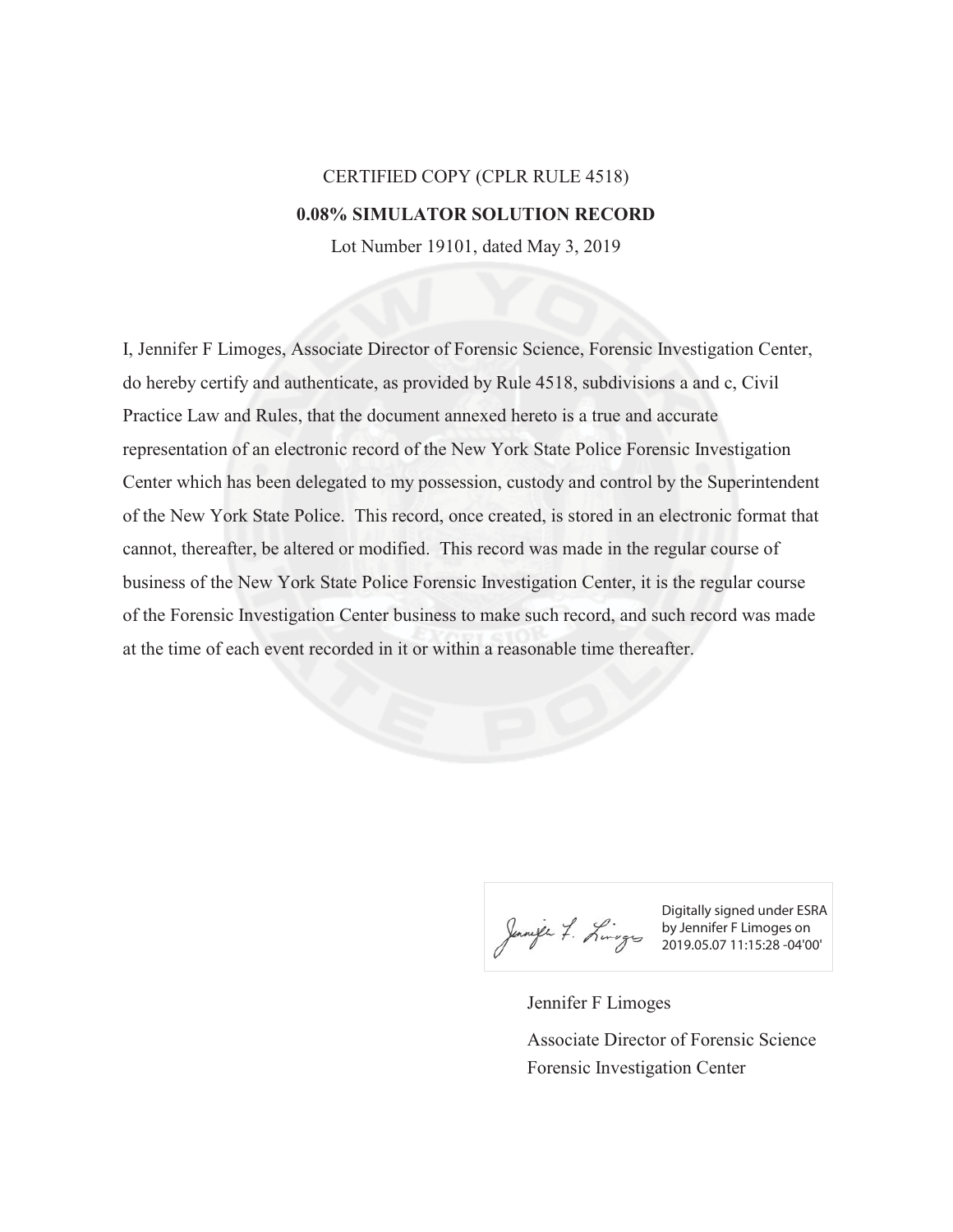CERTIFIED COPY (CPLR RULE 4518)

**0.08% SIMULATOR SOLUTION RECORD**

Lot Number 19101, dated May 3, 2019

I, Jennifer F Limoges, Associate Director of Forensic Science, Forensic Investigation Center, do hereby certify and authenticate, as provided by Rule 4518, subdivisions a and c, Civil Practice Law and Rules, that the document annexed hereto is a true and accurate representation of an electronic record of the New York State Police Forensic Investigation Center which has been delegated to my possession, custody and control by the Superintendent of the New York State Police. This record, once created, is stored in an electronic format that cannot, thereafter, be altered or modified. This record was made in the regular course of business of the New York State Police Forensic Investigation Center, it is the regular course of the Forensic Investigation Center business to make such record, and such record was made at the time of each event recorded in it or within a reasonable time thereafter.

Digitally signed under ESRA by Jennifer F Limoges on 2019.05.07 11:15:28 -04'00'

Jennifer F Limoges

Associate Director of Forensic Science
Forensic Investigation Center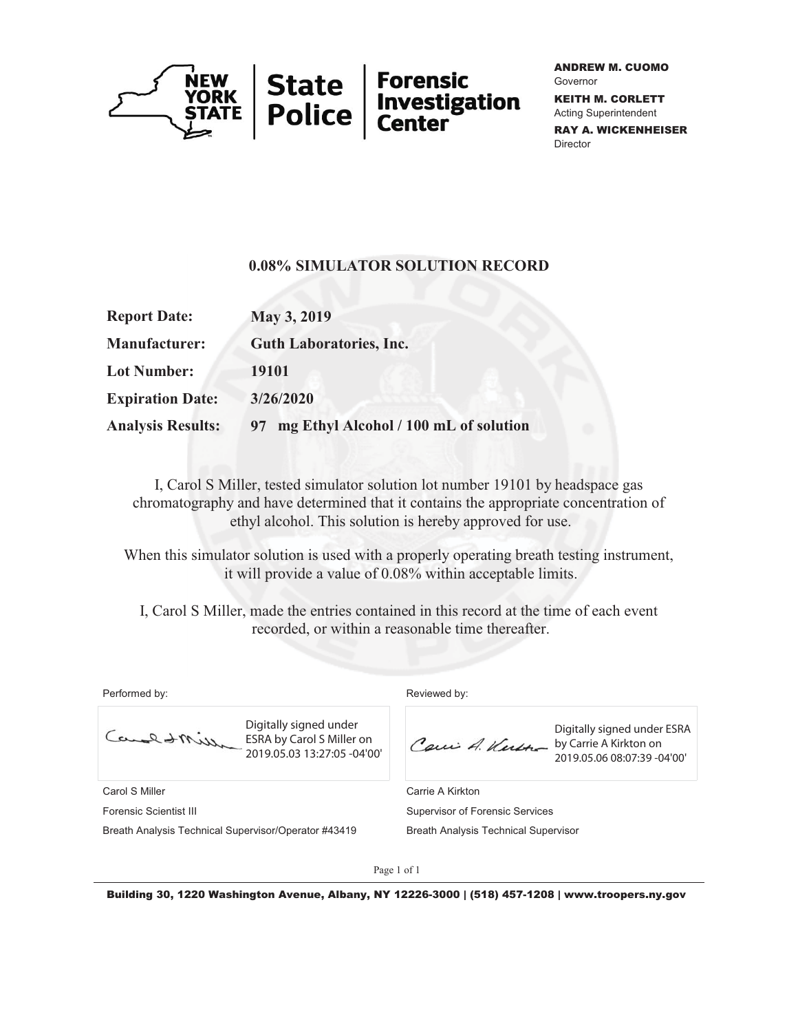**NEW YORK STATE | State Police | Forensic Investigation Center**

**ANDREW M. CUOMO**
Governor

**KEITH M. CORLETT**
Acting Superintendent

**RAY A. WICKENHEISER**
Director

## 0.08% SIMULATOR SOLUTION RECORD

| | |
|---|---|
| **Report Date:** | **May 3, 2019** |
| **Manufacturer:** | **Guth Laboratories, Inc.** |
| **Lot Number:** | **19101** |
| **Expiration Date:** | **3/26/2020** |
| **Analysis Results:** | **97 mg Ethyl Alcohol / 100 mL of solution** |

I, Carol S Miller, tested simulator solution lot number 19101 by headspace gas chromatography and have determined that it contains the appropriate concentration of ethyl alcohol. This solution is hereby approved for use.

When this simulator solution is used with a properly operating breath testing instrument, it will provide a value of 0.08% within acceptable limits.

I, Carol S Miller, made the entries contained in this record at the time of each event recorded, or within a reasonable time thereafter.

Performed by:

Digitally signed under ESRA by Carol S Miller on 2019.05.03 13:27:05 -04'00'

Carol S Miller
Forensic Scientist III
Breath Analysis Technical Supervisor/Operator #43419

Reviewed by:

Digitally signed under ESRA by Carrie A Kirkton on 2019.05.06 08:07:39 -04'00'

Carrie A Kirkton
Supervisor of Forensic Services
Breath Analysis Technical Supervisor

**Building 30, 1220 Washington Avenue, Albany, NY 12226-3000 | (518) 457-1208 | www.troopers.ny.gov**